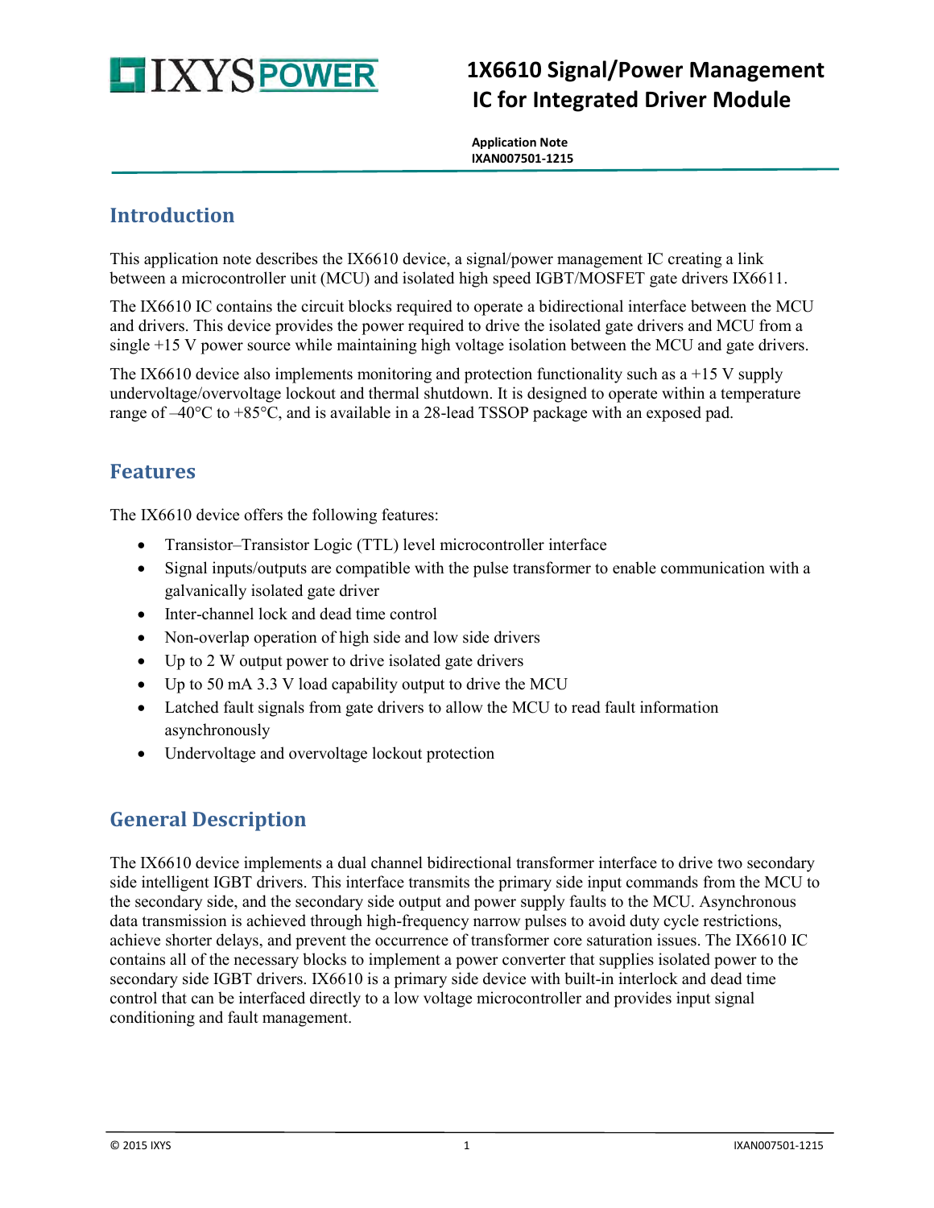# 1X6610 Signal/Power Management IC for Integrated Driver Module

**Application Note**
**IXAN007501-1215**

## Introduction

This application note describes the IX6610 device, a signal/power management IC creating a link between a microcontroller unit (MCU) and isolated high speed IGBT/MOSFET gate drivers IX6611.

The IX6610 IC contains the circuit blocks required to operate a bidirectional interface between the MCU and drivers. This device provides the power required to drive the isolated gate drivers and MCU from a single +15 V power source while maintaining high voltage isolation between the MCU and gate drivers.

The IX6610 device also implements monitoring and protection functionality such as a +15 V supply undervoltage/overvoltage lockout and thermal shutdown. It is designed to operate within a temperature range of –40°C to +85°C, and is available in a 28-lead TSSOP package with an exposed pad.

## Features

The IX6610 device offers the following features:

- Transistor–Transistor Logic (TTL) level microcontroller interface
- Signal inputs/outputs are compatible with the pulse transformer to enable communication with a galvanically isolated gate driver
- Inter-channel lock and dead time control
- Non-overlap operation of high side and low side drivers
- Up to 2 W output power to drive isolated gate drivers
- Up to 50 mA 3.3 V load capability output to drive the MCU
- Latched fault signals from gate drivers to allow the MCU to read fault information asynchronously
- Undervoltage and overvoltage lockout protection

## General Description

The IX6610 device implements a dual channel bidirectional transformer interface to drive two secondary side intelligent IGBT drivers. This interface transmits the primary side input commands from the MCU to the secondary side, and the secondary side output and power supply faults to the MCU. Asynchronous data transmission is achieved through high-frequency narrow pulses to avoid duty cycle restrictions, achieve shorter delays, and prevent the occurrence of transformer core saturation issues. The IX6610 IC contains all of the necessary blocks to implement a power converter that supplies isolated power to the secondary side IGBT drivers. IX6610 is a primary side device with built-in interlock and dead time control that can be interfaced directly to a low voltage microcontroller and provides input signal conditioning and fault management.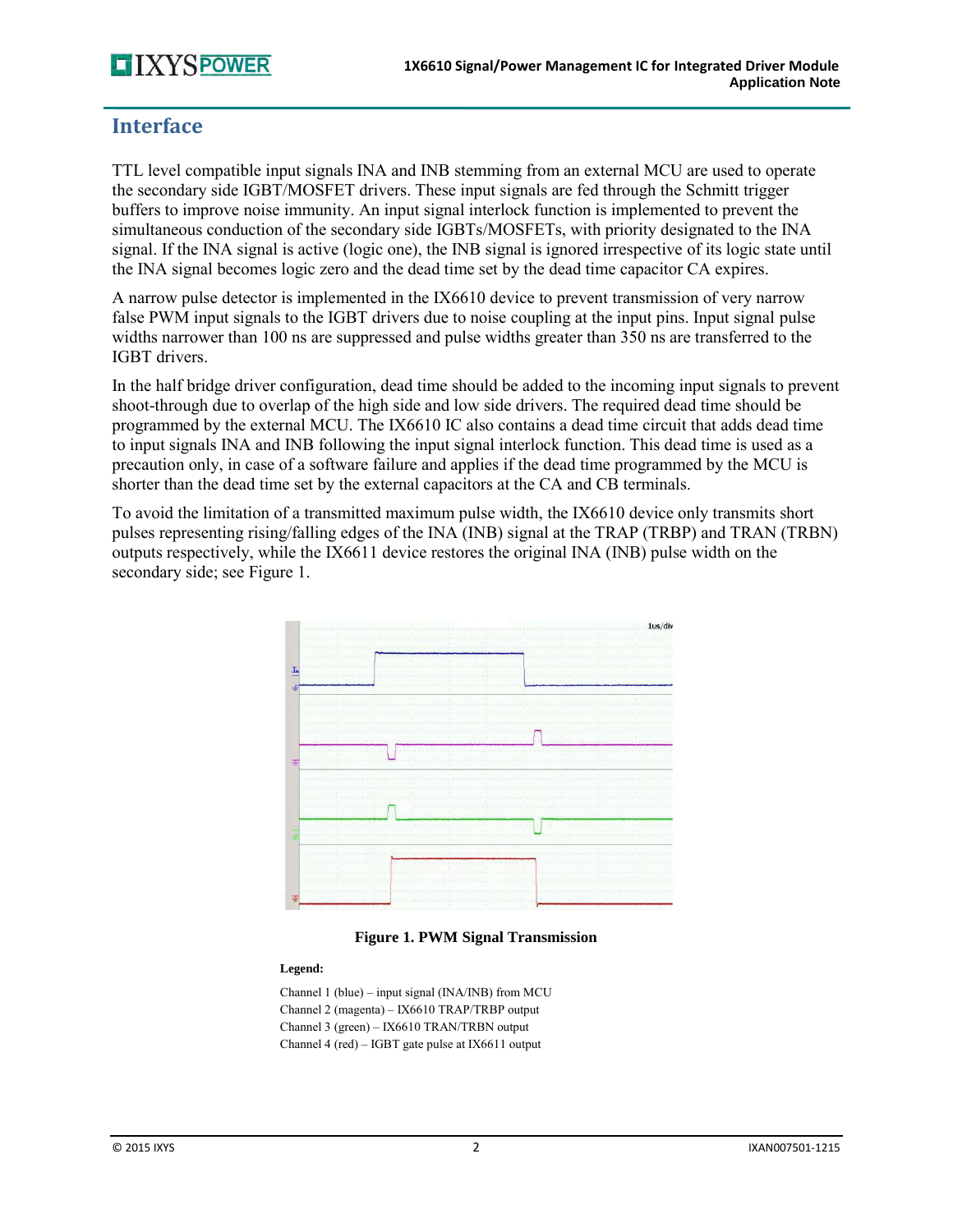## Interface

TTL level compatible input signals INA and INB stemming from an external MCU are used to operate the secondary side IGBT/MOSFET drivers. These input signals are fed through the Schmitt trigger buffers to improve noise immunity. An input signal interlock function is implemented to prevent the simultaneous conduction of the secondary side IGBTs/MOSFETs, with priority designated to the INA signal. If the INA signal is active (logic one), the INB signal is ignored irrespective of its logic state until the INA signal becomes logic zero and the dead time set by the dead time capacitor CA expires.

A narrow pulse detector is implemented in the IX6610 device to prevent transmission of very narrow false PWM input signals to the IGBT drivers due to noise coupling at the input pins. Input signal pulse widths narrower than 100 ns are suppressed and pulse widths greater than 350 ns are transferred to the IGBT drivers.

In the half bridge driver configuration, dead time should be added to the incoming input signals to prevent shoot-through due to overlap of the high side and low side drivers. The required dead time should be programmed by the external MCU. The IX6610 IC also contains a dead time circuit that adds dead time to input signals INA and INB following the input signal interlock function. This dead time is used as a precaution only, in case of a software failure and applies if the dead time programmed by the MCU is shorter than the dead time set by the external capacitors at the CA and CB terminals.

To avoid the limitation of a transmitted maximum pulse width, the IX6610 device only transmits short pulses representing rising/falling edges of the INA (INB) signal at the TRAP (TRBP) and TRAN (TRBN) outputs respectively, while the IX6611 device restores the original INA (INB) pulse width on the secondary side; see Figure 1.

**Figure 1. PWM Signal Transmission**

**Legend:**

Channel 1 (blue) – input signal (INA/INB) from MCU
Channel 2 (magenta) – IX6610 TRAP/TRBP output
Channel 3 (green) – IX6610 TRAN/TRBN output
Channel 4 (red) – IGBT gate pulse at IX6611 output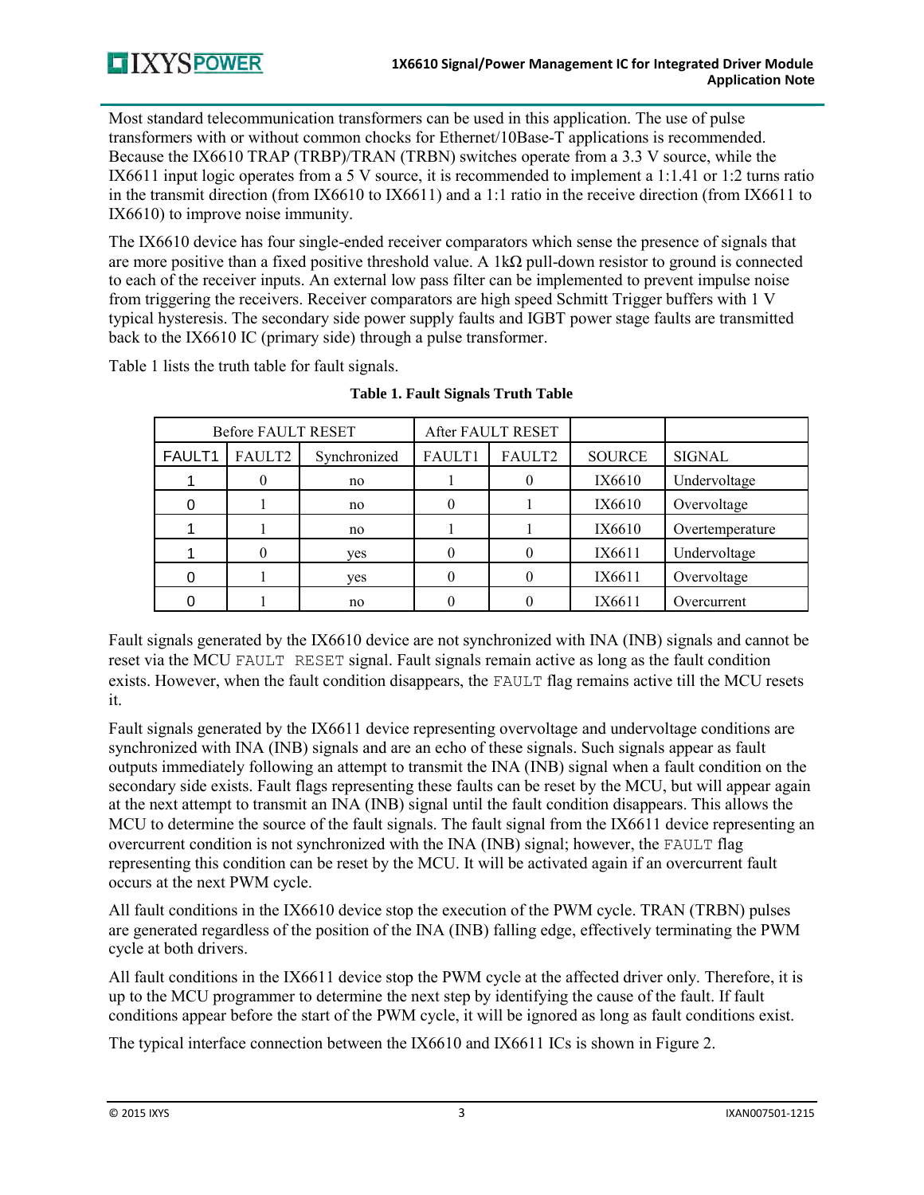Most standard telecommunication transformers can be used in this application. The use of pulse transformers with or without common chocks for Ethernet/10Base-T applications is recommended. Because the IX6610 TRAP (TRBP)/TRAN (TRBN) switches operate from a 3.3 V source, while the IX6611 input logic operates from a 5 V source, it is recommended to implement a 1:1.41 or 1:2 turns ratio in the transmit direction (from IX6610 to IX6611) and a 1:1 ratio in the receive direction (from IX6611 to IX6610) to improve noise immunity.

The IX6610 device has four single-ended receiver comparators which sense the presence of signals that are more positive than a fixed positive threshold value. A 1kΩ pull-down resistor to ground is connected to each of the receiver inputs. An external low pass filter can be implemented to prevent impulse noise from triggering the receivers. Receiver comparators are high speed Schmitt Trigger buffers with 1 V typical hysteresis. The secondary side power supply faults and IGBT power stage faults are transmitted back to the IX6610 IC (primary side) through a pulse transformer.

Table 1 lists the truth table for fault signals.

**Table 1. Fault Signals Truth Table**

| Before FAULT RESET | | | After FAULT RESET | | | |
|---|---|---|---|---|---|---|
| FAULT1 | FAULT2 | Synchronized | FAULT1 | FAULT2 | SOURCE | SIGNAL |
| 1 | 0 | no | 1 | 0 | IX6610 | Undervoltage |
| 0 | 1 | no | 0 | 1 | IX6610 | Overvoltage |
| 1 | 1 | no | 1 | 1 | IX6610 | Overtemperature |
| 1 | 0 | yes | 0 | 0 | IX6611 | Undervoltage |
| 0 | 1 | yes | 0 | 0 | IX6611 | Overvoltage |
| 0 | 1 | no | 0 | 0 | IX6611 | Overcurrent |

Fault signals generated by the IX6610 device are not synchronized with INA (INB) signals and cannot be reset via the MCU `FAULT RESET` signal. Fault signals remain active as long as the fault condition exists. However, when the fault condition disappears, the `FAULT` flag remains active till the MCU resets it.

Fault signals generated by the IX6611 device representing overvoltage and undervoltage conditions are synchronized with INA (INB) signals and are an echo of these signals. Such signals appear as fault outputs immediately following an attempt to transmit the INA (INB) signal when a fault condition on the secondary side exists. Fault flags representing these faults can be reset by the MCU, but will appear again at the next attempt to transmit an INA (INB) signal until the fault condition disappears. This allows the MCU to determine the source of the fault signals. The fault signal from the IX6611 device representing an overcurrent condition is not synchronized with the INA (INB) signal; however, the `FAULT` flag representing this condition can be reset by the MCU. It will be activated again if an overcurrent fault occurs at the next PWM cycle.

All fault conditions in the IX6610 device stop the execution of the PWM cycle. TRAN (TRBN) pulses are generated regardless of the position of the INA (INB) falling edge, effectively terminating the PWM cycle at both drivers.

All fault conditions in the IX6611 device stop the PWM cycle at the affected driver only. Therefore, it is up to the MCU programmer to determine the next step by identifying the cause of the fault. If fault conditions appear before the start of the PWM cycle, it will be ignored as long as fault conditions exist.

The typical interface connection between the IX6610 and IX6611 ICs is shown in Figure 2.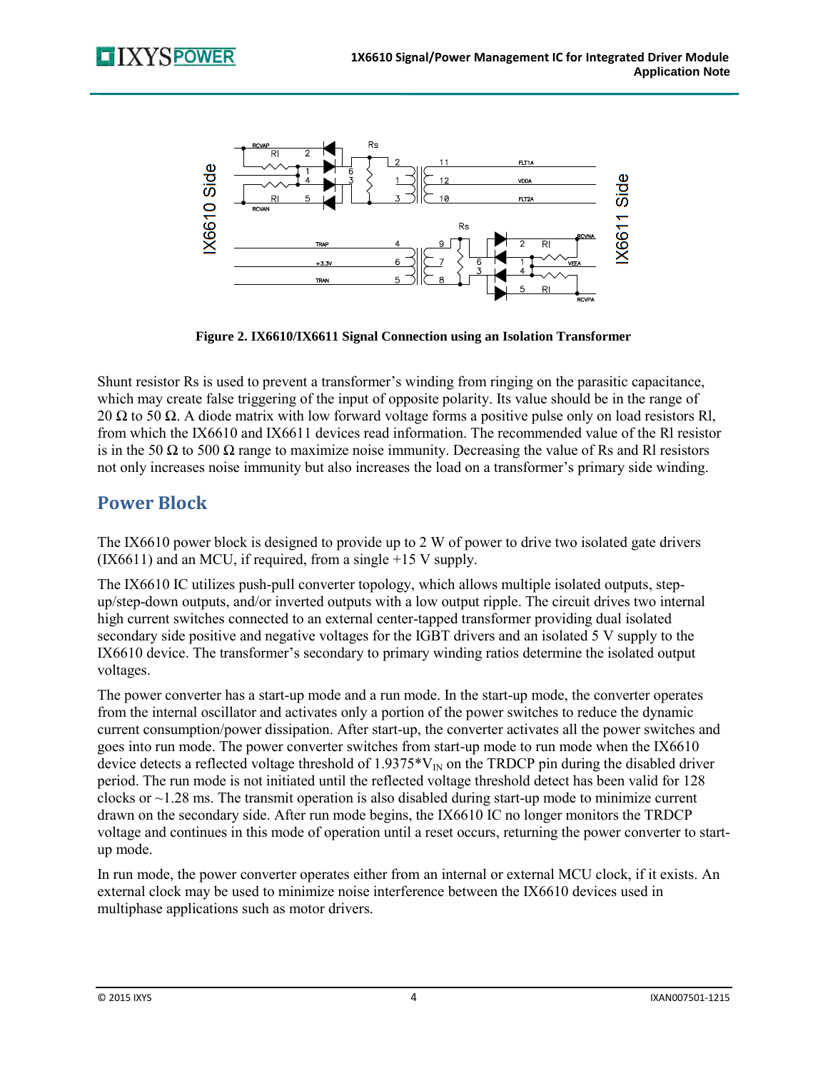**Figure 2. IX6610/IX6611 Signal Connection using an Isolation Transformer**

Shunt resistor Rs is used to prevent a transformer's winding from ringing on the parasitic capacitance, which may create false triggering of the input of opposite polarity. Its value should be in the range of 20 Ω to 50 Ω. A diode matrix with low forward voltage forms a positive pulse only on load resistors Rl, from which the IX6610 and IX6611 devices read information. The recommended value of the Rl resistor is in the 50 Ω to 500 Ω range to maximize noise immunity. Decreasing the value of Rs and Rl resistors not only increases noise immunity but also increases the load on a transformer's primary side winding.

## Power Block

The IX6610 power block is designed to provide up to 2 W of power to drive two isolated gate drivers (IX6611) and an MCU, if required, from a single +15 V supply.

The IX6610 IC utilizes push-pull converter topology, which allows multiple isolated outputs, step-up/step-down outputs, and/or inverted outputs with a low output ripple. The circuit drives two internal high current switches connected to an external center-tapped transformer providing dual isolated secondary side positive and negative voltages for the IGBT drivers and an isolated 5 V supply to the IX6610 device. The transformer's secondary to primary winding ratios determine the isolated output voltages.

The power converter has a start-up mode and a run mode. In the start-up mode, the converter operates from the internal oscillator and activates only a portion of the power switches to reduce the dynamic current consumption/power dissipation. After start-up, the converter activates all the power switches and goes into run mode. The power converter switches from start-up mode to run mode when the IX6610 device detects a reflected voltage threshold of $1.9375*V_{IN}$ on the TRDCP pin during the disabled driver period. The run mode is not initiated until the reflected voltage threshold detect has been valid for 128 clocks or ~1.28 ms. The transmit operation is also disabled during start-up mode to minimize current drawn on the secondary side. After run mode begins, the IX6610 IC no longer monitors the TRDCP voltage and continues in this mode of operation until a reset occurs, returning the power converter to start-up mode.

In run mode, the power converter operates either from an internal or external MCU clock, if it exists. An external clock may be used to minimize noise interference between the IX6610 devices used in multiphase applications such as motor drivers.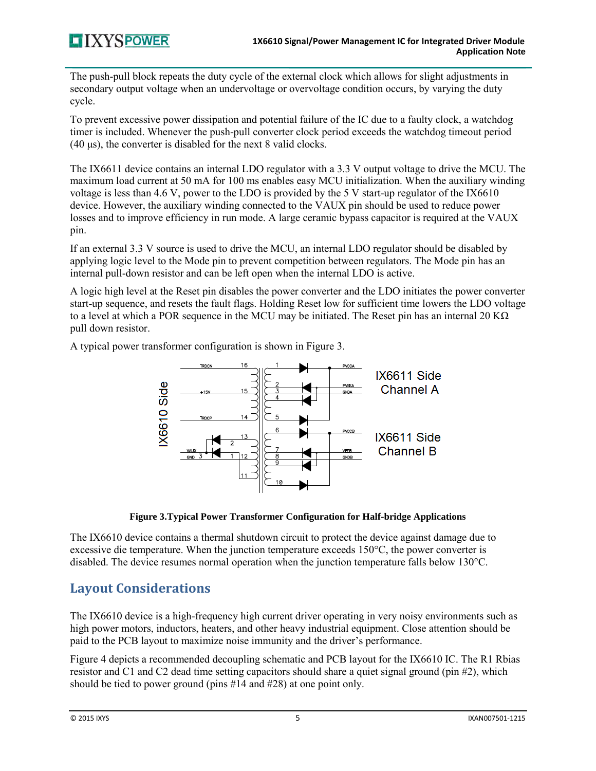The push-pull block repeats the duty cycle of the external clock which allows for slight adjustments in secondary output voltage when an undervoltage or overvoltage condition occurs, by varying the duty cycle.

To prevent excessive power dissipation and potential failure of the IC due to a faulty clock, a watchdog timer is included. Whenever the push-pull converter clock period exceeds the watchdog timeout period (40 μs), the converter is disabled for the next 8 valid clocks.

The IX6611 device contains an internal LDO regulator with a 3.3 V output voltage to drive the MCU. The maximum load current at 50 mA for 100 ms enables easy MCU initialization. When the auxiliary winding voltage is less than 4.6 V, power to the LDO is provided by the 5 V start-up regulator of the IX6610 device. However, the auxiliary winding connected to the VAUX pin should be used to reduce power losses and to improve efficiency in run mode. A large ceramic bypass capacitor is required at the VAUX pin.

If an external 3.3 V source is used to drive the MCU, an internal LDO regulator should be disabled by applying logic level to the Mode pin to prevent competition between regulators. The Mode pin has an internal pull-down resistor and can be left open when the internal LDO is active.

A logic high level at the Reset pin disables the power converter and the LDO initiates the power converter start-up sequence, and resets the fault flags. Holding Reset low for sufficient time lowers the LDO voltage to a level at which a POR sequence in the MCU may be initiated. The Reset pin has an internal 20 KΩ pull down resistor.

A typical power transformer configuration is shown in Figure 3.

**Figure 3.Typical Power Transformer Configuration for Half-bridge Applications**

The IX6610 device contains a thermal shutdown circuit to protect the device against damage due to excessive die temperature. When the junction temperature exceeds 150°C, the power converter is disabled. The device resumes normal operation when the junction temperature falls below 130°C.

## Layout Considerations

The IX6610 device is a high-frequency high current driver operating in very noisy environments such as high power motors, inductors, heaters, and other heavy industrial equipment. Close attention should be paid to the PCB layout to maximize noise immunity and the driver's performance.

Figure 4 depicts a recommended decoupling schematic and PCB layout for the IX6610 IC. The R1 Rbias resistor and C1 and C2 dead time setting capacitors should share a quiet signal ground (pin #2), which should be tied to power ground (pins #14 and #28) at one point only.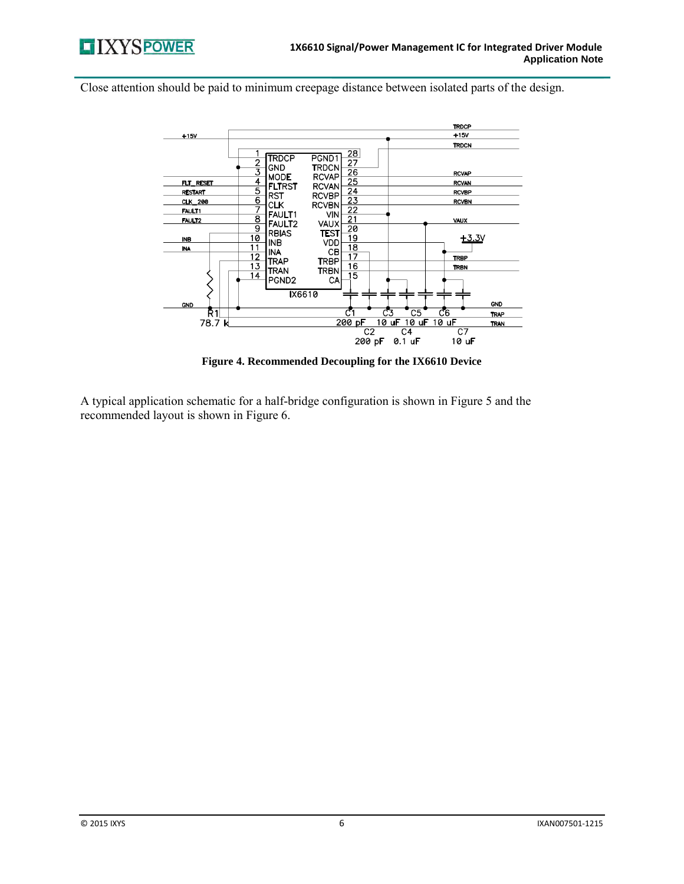Close attention should be paid to minimum creepage distance between isolated parts of the design.

**Figure 4. Recommended Decoupling for the IX6610 Device**

A typical application schematic for a half-bridge configuration is shown in Figure 5 and the recommended layout is shown in Figure 6.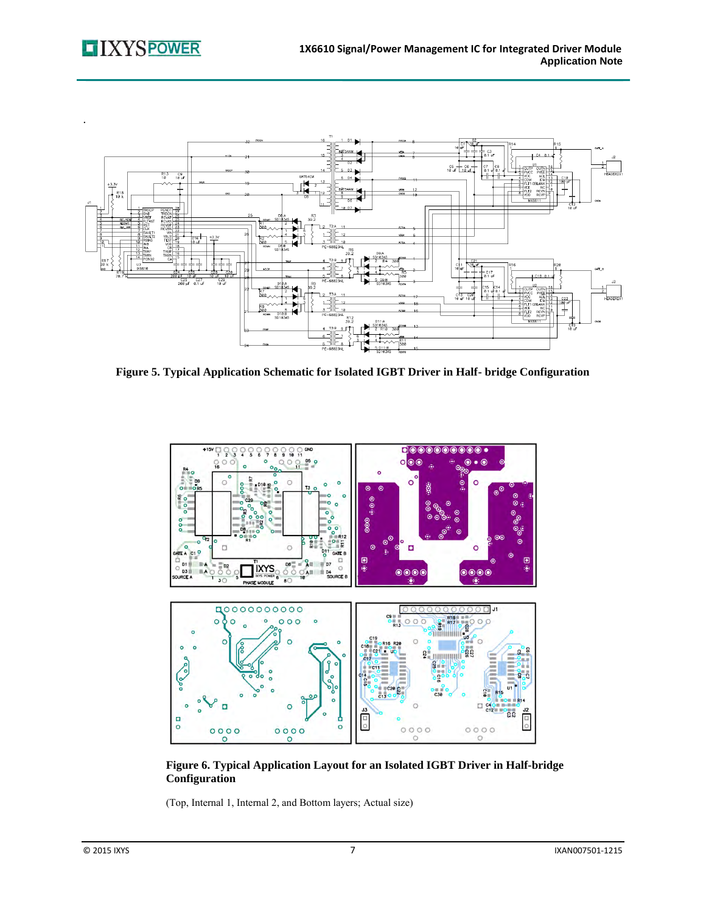**Figure 5. Typical Application Schematic for Isolated IGBT Driver in Half- bridge Configuration**

**Figure 6. Typical Application Layout for an Isolated IGBT Driver in Half-bridge Configuration**

(Top, Internal 1, Internal 2, and Bottom layers; Actual size)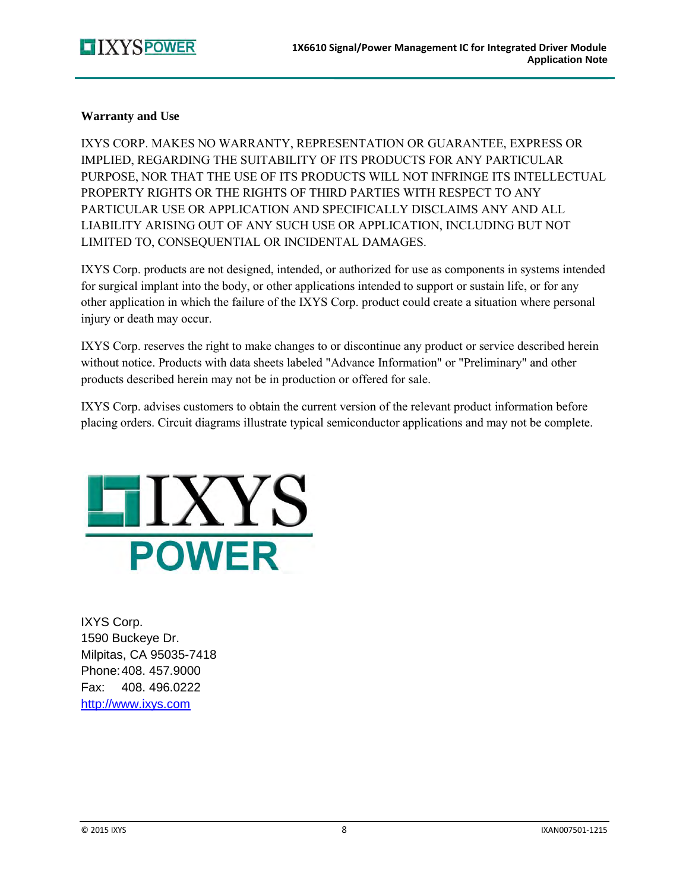**Warranty and Use**

IXYS CORP. MAKES NO WARRANTY, REPRESENTATION OR GUARANTEE, EXPRESS OR IMPLIED, REGARDING THE SUITABILITY OF ITS PRODUCTS FOR ANY PARTICULAR PURPOSE, NOR THAT THE USE OF ITS PRODUCTS WILL NOT INFRINGE ITS INTELLECTUAL PROPERTY RIGHTS OR THE RIGHTS OF THIRD PARTIES WITH RESPECT TO ANY PARTICULAR USE OR APPLICATION AND SPECIFICALLY DISCLAIMS ANY AND ALL LIABILITY ARISING OUT OF ANY SUCH USE OR APPLICATION, INCLUDING BUT NOT LIMITED TO, CONSEQUENTIAL OR INCIDENTAL DAMAGES.

IXYS Corp. products are not designed, intended, or authorized for use as components in systems intended for surgical implant into the body, or other applications intended to support or sustain life, or for any other application in which the failure of the IXYS Corp. product could create a situation where personal injury or death may occur.

IXYS Corp. reserves the right to make changes to or discontinue any product or service described herein without notice. Products with data sheets labeled "Advance Information" or "Preliminary" and other products described herein may not be in production or offered for sale.

IXYS Corp. advises customers to obtain the current version of the relevant product information before placing orders. Circuit diagrams illustrate typical semiconductor applications and may not be complete.

IXYS POWER

IXYS Corp.
1590 Buckeye Dr.
Milpitas, CA 95035-7418
Phone: 408. 457.9000
Fax: 408. 496.0222
http://www.ixys.com